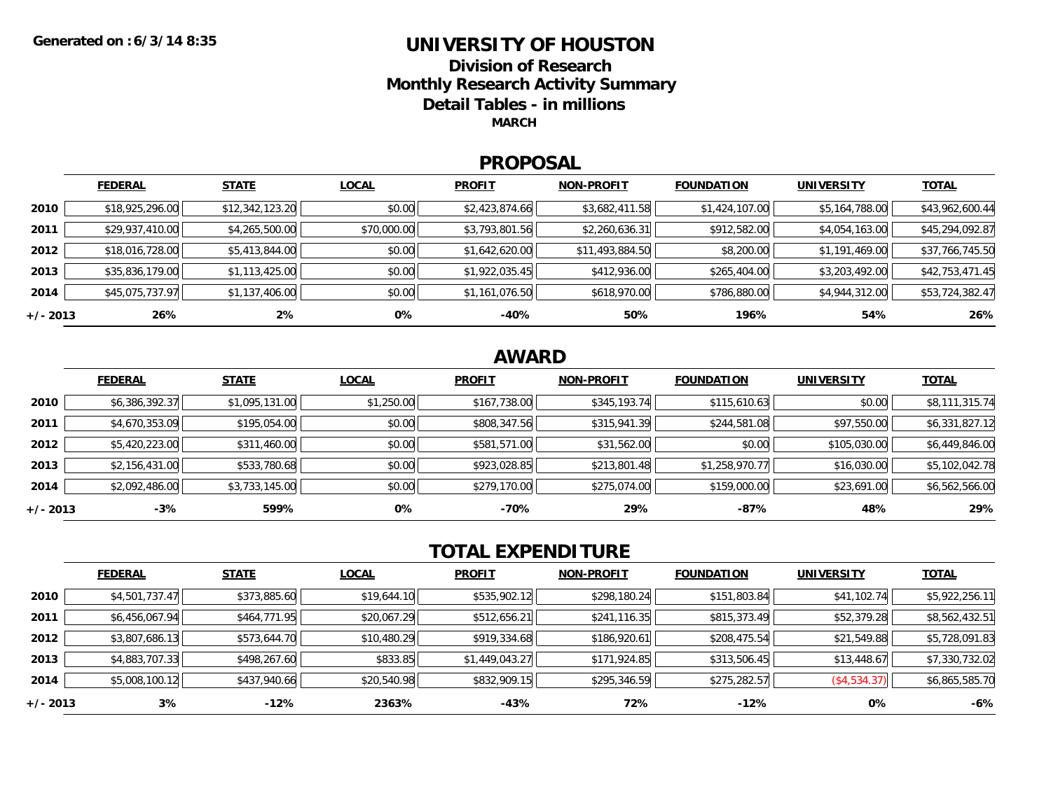Generated on :6/3/14 8:35

# UNIVERSITY OF HOUSTON

## Division of Research

## Monthly Research Activity Summary

## Detail Tables - in millions

**MARCH**

## PROPOSAL

| | FEDERAL | STATE | LOCAL | PROFIT | NON-PROFIT | FOUNDATION | UNIVERSITY | TOTAL |
|---|---|---|---|---|---|---|---|---|
| **2010** | $18,925,296.00 | $12,342,123.20 | $0.00 | $2,423,874.66 | $3,682,411.58 | $1,424,107.00 | $5,164,788.00 | $43,962,600.44 |
| **2011** | $29,937,410.00 | $4,265,500.00 | $70,000.00 | $3,793,801.56 | $2,260,636.31 | $912,582.00 | $4,054,163.00 | $45,294,092.87 |
| **2012** | $18,016,728.00 | $5,413,844.00 | $0.00 | $1,642,620.00 | $11,493,884.50 | $8,200.00 | $1,191,469.00 | $37,766,745.50 |
| **2013** | $35,836,179.00 | $1,113,425.00 | $0.00 | $1,922,035.45 | $412,936.00 | $265,404.00 | $3,203,492.00 | $42,753,471.45 |
| **2014** | $45,075,737.97 | $1,137,406.00 | $0.00 | $1,161,076.50 | $618,970.00 | $786,880.00 | $4,944,312.00 | $53,724,382.47 |
| **+/- 2013** | **26%** | **2%** | **0%** | **-40%** | **50%** | **196%** | **54%** | **26%** |

## AWARD

| | FEDERAL | STATE | LOCAL | PROFIT | NON-PROFIT | FOUNDATION | UNIVERSITY | TOTAL |
|---|---|---|---|---|---|---|---|---|
| **2010** | $6,386,392.37 | $1,095,131.00 | $1,250.00 | $167,738.00 | $345,193.74 | $115,610.63 | $0.00 | $8,111,315.74 |
| **2011** | $4,670,353.09 | $195,054.00 | $0.00 | $808,347.56 | $315,941.39 | $244,581.08 | $97,550.00 | $6,331,827.12 |
| **2012** | $5,420,223.00 | $311,460.00 | $0.00 | $581,571.00 | $31,562.00 | $0.00 | $105,030.00 | $6,449,846.00 |
| **2013** | $2,156,431.00 | $533,780.68 | $0.00 | $923,028.85 | $213,801.48 | $1,258,970.77 | $16,030.00 | $5,102,042.78 |
| **2014** | $2,092,486.00 | $3,733,145.00 | $0.00 | $279,170.00 | $275,074.00 | $159,000.00 | $23,691.00 | $6,562,566.00 |
| **+/- 2013** | **-3%** | **599%** | **0%** | **-70%** | **29%** | **-87%** | **48%** | **29%** |

## TOTAL EXPENDITURE

| | FEDERAL | STATE | LOCAL | PROFIT | NON-PROFIT | FOUNDATION | UNIVERSITY | TOTAL |
|---|---|---|---|---|---|---|---|---|
| **2010** | $4,501,737.47 | $373,885.60 | $19,644.10 | $535,902.12 | $298,180.24 | $151,803.84 | $41,102.74 | $5,922,256.11 |
| **2011** | $6,456,067.94 | $464,771.95 | $20,067.29 | $512,656.21 | $241,116.35 | $815,373.49 | $52,379.28 | $8,562,432.51 |
| **2012** | $3,807,686.13 | $573,644.70 | $10,480.29 | $919,334.68 | $186,920.61 | $208,475.54 | $21,549.88 | $5,728,091.83 |
| **2013** | $4,883,707.33 | $498,267.60 | $833.85 | $1,449,043.27 | $171,924.85 | $313,506.45 | $13,448.67 | $7,330,732.02 |
| **2014** | $5,008,100.12 | $437,940.66 | $20,540.98 | $832,909.15 | $295,346.59 | $275,282.57 | ($4,534.37) | $6,865,585.70 |
| **+/- 2013** | **3%** | **-12%** | **2363%** | **-43%** | **72%** | **-12%** | **0%** | **-6%** |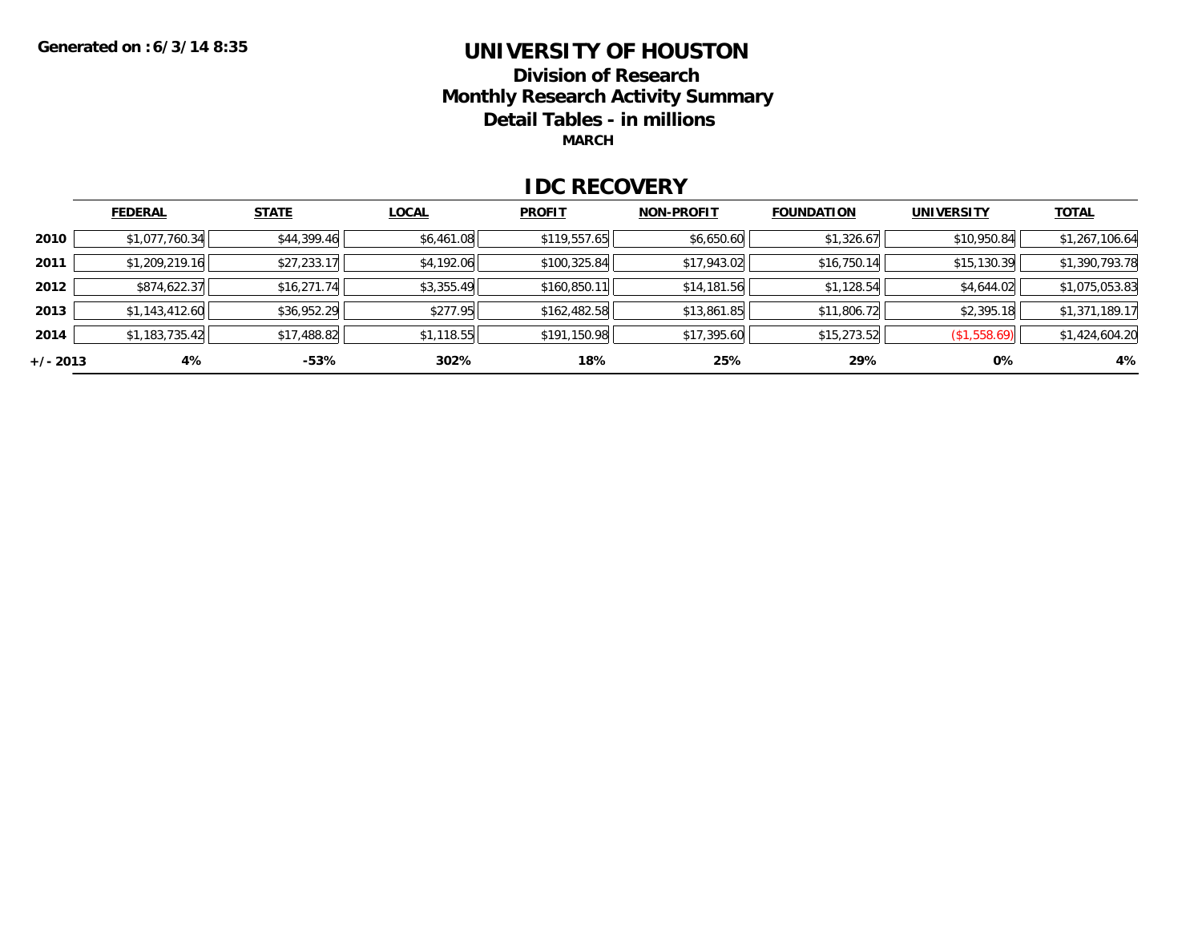Generated on :6/3/14 8:35

# UNIVERSITY OF HOUSTON

## Division of Research

## Monthly Research Activity Summary

## Detail Tables - in millions

**MARCH**

## IDC RECOVERY

| | FEDERAL | STATE | LOCAL | PROFIT | NON-PROFIT | FOUNDATION | UNIVERSITY | TOTAL |
|---|---|---|---|---|---|---|---|---|
| **2010** | $1,077,760.34 | $44,399.46 | $6,461.08 | $119,557.65 | $6,650.60 | $1,326.67 | $10,950.84 | $1,267,106.64 |
| **2011** | $1,209,219.16 | $27,233.17 | $4,192.06 | $100,325.84 | $17,943.02 | $16,750.14 | $15,130.39 | $1,390,793.78 |
| **2012** | $874,622.37 | $16,271.74 | $3,355.49 | $160,850.11 | $14,181.56 | $1,128.54 | $4,644.02 | $1,075,053.83 |
| **2013** | $1,143,412.60 | $36,952.29 | $277.95 | $162,482.58 | $13,861.85 | $11,806.72 | $2,395.18 | $1,371,189.17 |
| **2014** | $1,183,735.42 | $17,488.82 | $1,118.55 | $191,150.98 | $17,395.60 | $15,273.52 | ($1,558.69) | $1,424,604.20 |
| **+/- 2013** | **4%** | **-53%** | **302%** | **18%** | **25%** | **29%** | **0%** | **4%** |